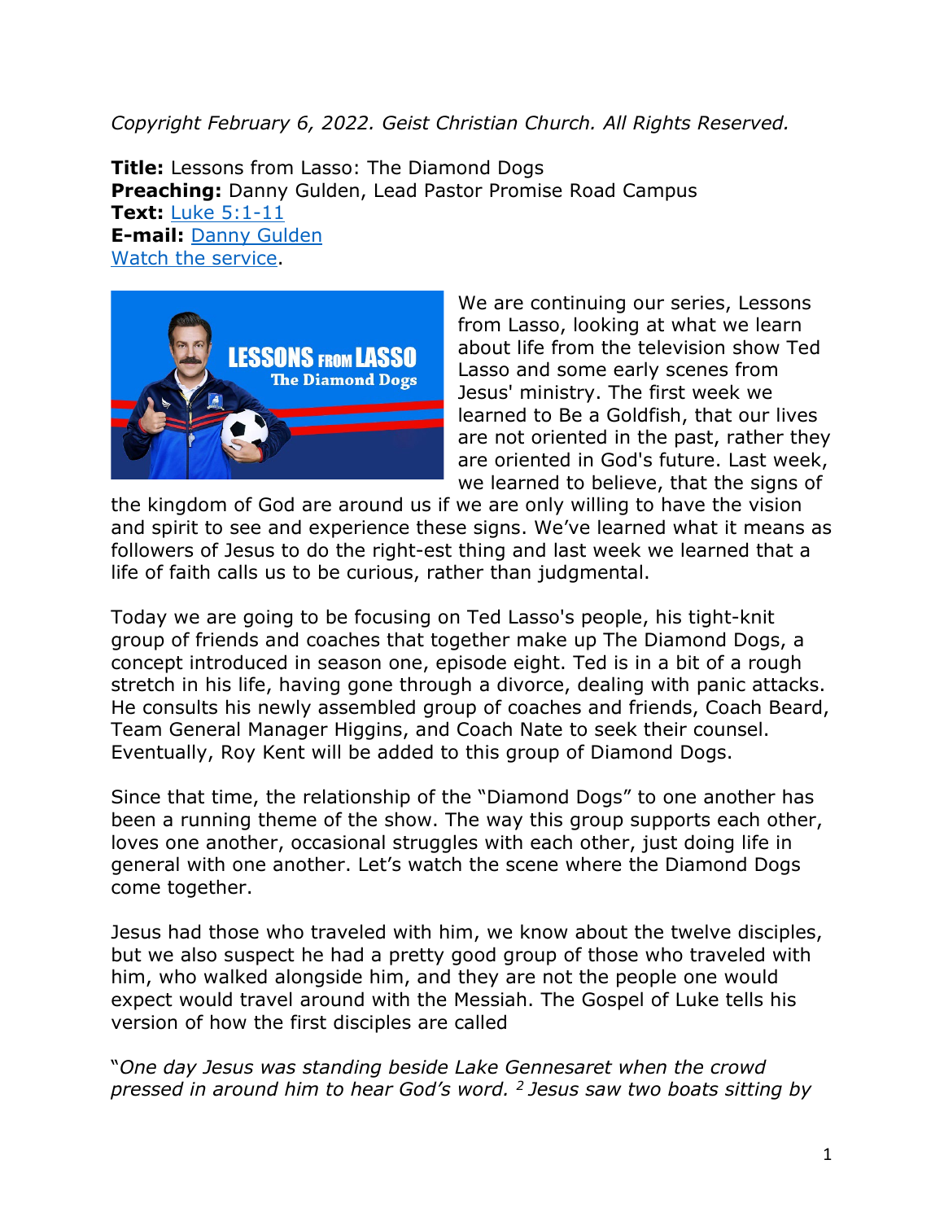*Copyright February 6, 2022. Geist Christian Church. All Rights Reserved.*

**Title:** Lessons from Lasso: The Diamond Dogs
**Preaching:** Danny Gulden, Lead Pastor Promise Road Campus
**Text:** Luke 5:1-11
**E-mail:** Danny Gulden
Watch the service.

We are continuing our series, Lessons from Lasso, looking at what we learn about life from the television show Ted Lasso and some early scenes from Jesus' ministry. The first week we learned to Be a Goldfish, that our lives are not oriented in the past, rather they are oriented in God's future. Last week, we learned to believe, that the signs of the kingdom of God are around us if we are only willing to have the vision and spirit to see and experience these signs. We've learned what it means as followers of Jesus to do the right-est thing and last week we learned that a life of faith calls us to be curious, rather than judgmental.

Today we are going to be focusing on Ted Lasso's people, his tight-knit group of friends and coaches that together make up The Diamond Dogs, a concept introduced in season one, episode eight. Ted is in a bit of a rough stretch in his life, having gone through a divorce, dealing with panic attacks. He consults his newly assembled group of coaches and friends, Coach Beard, Team General Manager Higgins, and Coach Nate to seek their counsel. Eventually, Roy Kent will be added to this group of Diamond Dogs.

Since that time, the relationship of the "Diamond Dogs" to one another has been a running theme of the show. The way this group supports each other, loves one another, occasional struggles with each other, just doing life in general with one another. Let's watch the scene where the Diamond Dogs come together.

Jesus had those who traveled with him, we know about the twelve disciples, but we also suspect he had a pretty good group of those who traveled with him, who walked alongside him, and they are not the people one would expect would travel around with the Messiah. The Gospel of Luke tells his version of how the first disciples are called

"*One day Jesus was standing beside Lake Gennesaret when the crowd pressed in around him to hear God's word.* [2] *Jesus saw two boats sitting by*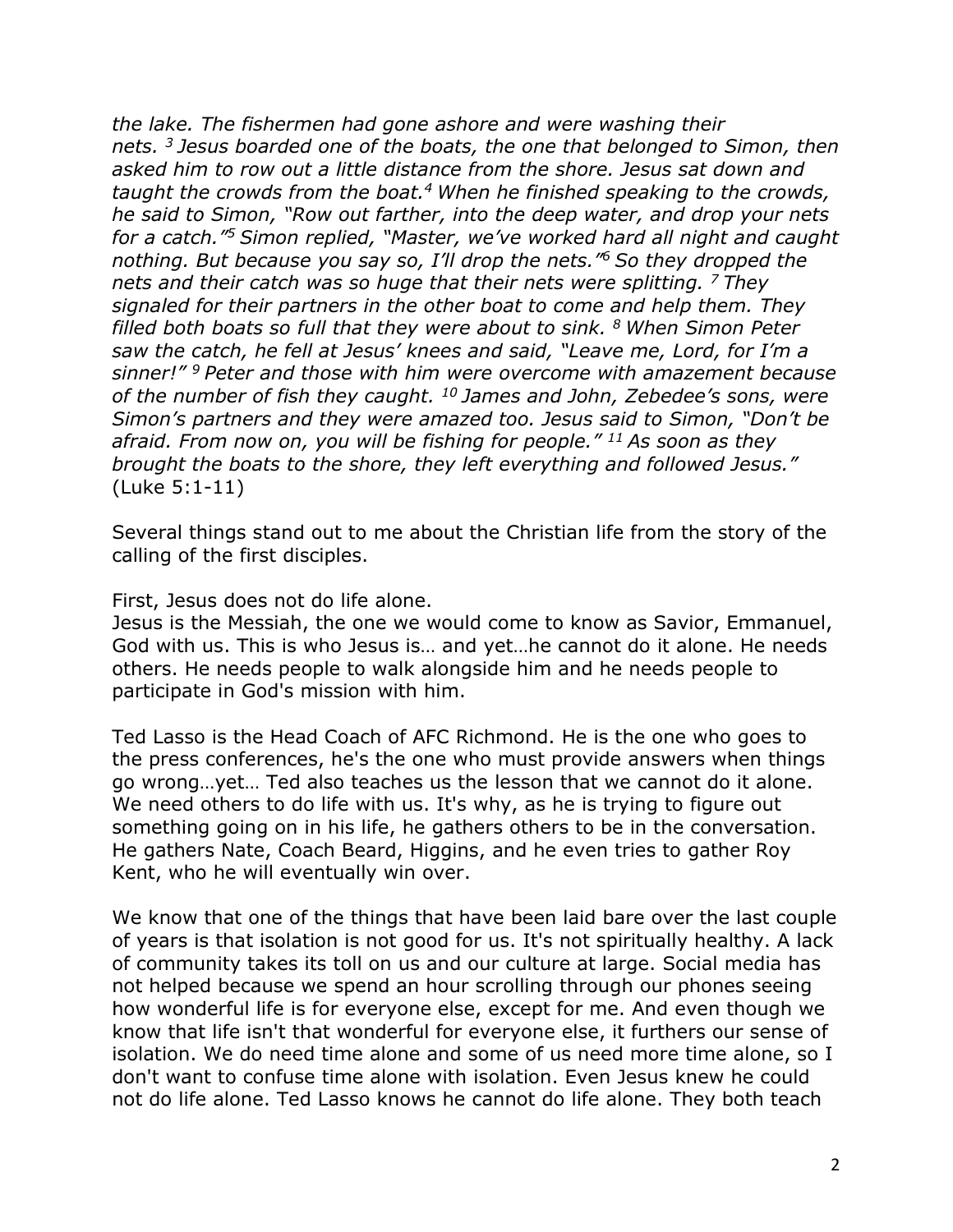*the lake. The fishermen had gone ashore and were washing their nets. [3] Jesus boarded one of the boats, the one that belonged to Simon, then asked him to row out a little distance from the shore. Jesus sat down and taught the crowds from the boat.[4] When he finished speaking to the crowds, he said to Simon, "Row out farther, into the deep water, and drop your nets for a catch."[5] Simon replied, "Master, we've worked hard all night and caught nothing. But because you say so, I'll drop the nets."[6] So they dropped the nets and their catch was so huge that their nets were splitting. [7] They signaled for their partners in the other boat to come and help them. They filled both boats so full that they were about to sink. [8] When Simon Peter saw the catch, he fell at Jesus' knees and said, "Leave me, Lord, for I'm a sinner!" [9] Peter and those with him were overcome with amazement because of the number of fish they caught. [10] James and John, Zebedee's sons, were Simon's partners and they were amazed too. Jesus said to Simon, "Don't be afraid. From now on, you will be fishing for people." [11] As soon as they brought the boats to the shore, they left everything and followed Jesus."* (Luke 5:1-11)

Several things stand out to me about the Christian life from the story of the calling of the first disciples.

First, Jesus does not do life alone.
Jesus is the Messiah, the one we would come to know as Savior, Emmanuel, God with us. This is who Jesus is… and yet…he cannot do it alone. He needs others. He needs people to walk alongside him and he needs people to participate in God's mission with him.

Ted Lasso is the Head Coach of AFC Richmond. He is the one who goes to the press conferences, he's the one who must provide answers when things go wrong…yet… Ted also teaches us the lesson that we cannot do it alone. We need others to do life with us. It's why, as he is trying to figure out something going on in his life, he gathers others to be in the conversation. He gathers Nate, Coach Beard, Higgins, and he even tries to gather Roy Kent, who he will eventually win over.

We know that one of the things that have been laid bare over the last couple of years is that isolation is not good for us. It's not spiritually healthy. A lack of community takes its toll on us and our culture at large. Social media has not helped because we spend an hour scrolling through our phones seeing how wonderful life is for everyone else, except for me. And even though we know that life isn't that wonderful for everyone else, it furthers our sense of isolation. We do need time alone and some of us need more time alone, so I don't want to confuse time alone with isolation. Even Jesus knew he could not do life alone. Ted Lasso knows he cannot do life alone. They both teach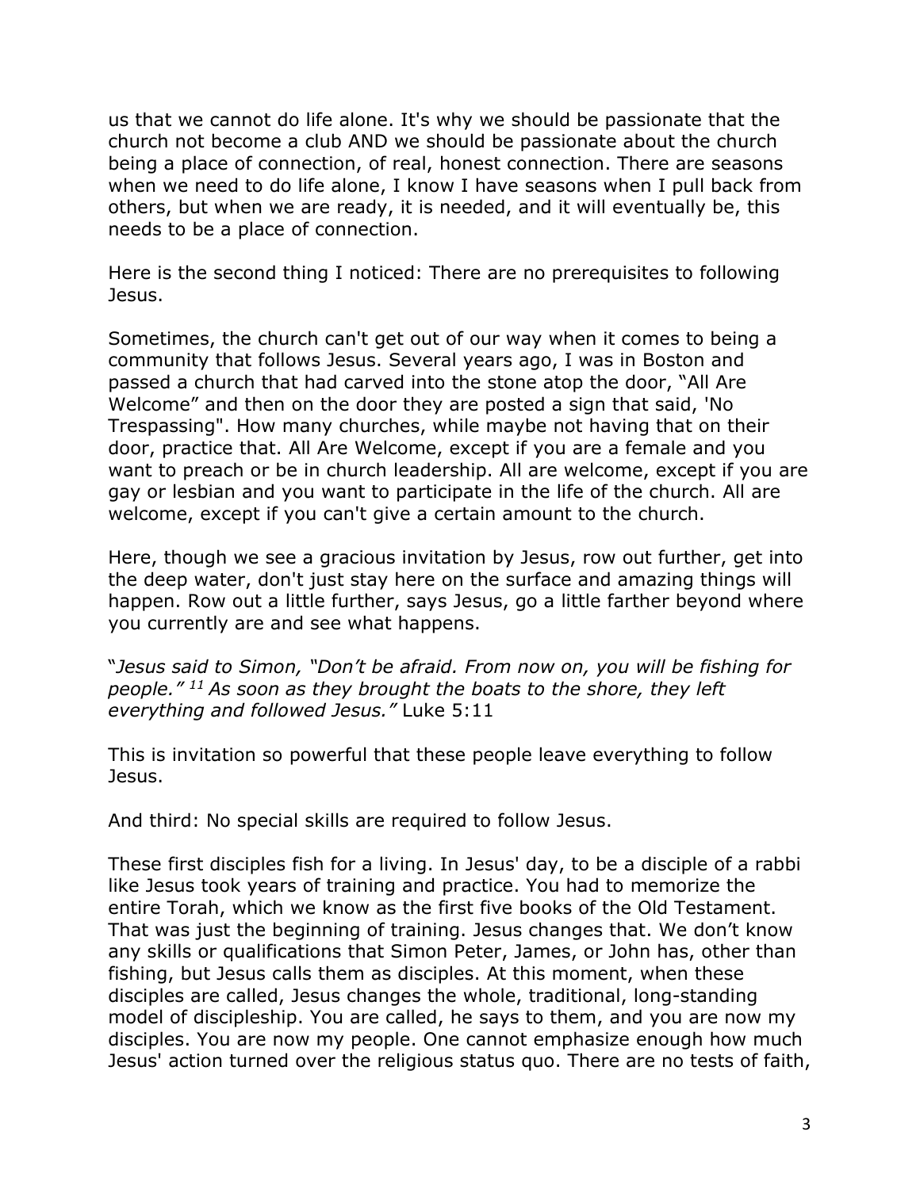us that we cannot do life alone. It's why we should be passionate that the church not become a club AND we should be passionate about the church being a place of connection, of real, honest connection. There are seasons when we need to do life alone, I know I have seasons when I pull back from others, but when we are ready, it is needed, and it will eventually be, this needs to be a place of connection.

Here is the second thing I noticed: There are no prerequisites to following Jesus.

Sometimes, the church can't get out of our way when it comes to being a community that follows Jesus. Several years ago, I was in Boston and passed a church that had carved into the stone atop the door, "All Are Welcome" and then on the door they are posted a sign that said, 'No Trespassing". How many churches, while maybe not having that on their door, practice that. All Are Welcome, except if you are a female and you want to preach or be in church leadership. All are welcome, except if you are gay or lesbian and you want to participate in the life of the church. All are welcome, except if you can't give a certain amount to the church.

Here, though we see a gracious invitation by Jesus, row out further, get into the deep water, don't just stay here on the surface and amazing things will happen. Row out a little further, says Jesus, go a little farther beyond where you currently are and see what happens.

"*Jesus said to Simon, "Don't be afraid. From now on, you will be fishing for people."* [11] *As soon as they brought the boats to the shore, they left everything and followed Jesus."* Luke 5:11

This is invitation so powerful that these people leave everything to follow Jesus.

And third: No special skills are required to follow Jesus.

These first disciples fish for a living. In Jesus' day, to be a disciple of a rabbi like Jesus took years of training and practice. You had to memorize the entire Torah, which we know as the first five books of the Old Testament. That was just the beginning of training. Jesus changes that. We don't know any skills or qualifications that Simon Peter, James, or John has, other than fishing, but Jesus calls them as disciples. At this moment, when these disciples are called, Jesus changes the whole, traditional, long-standing model of discipleship. You are called, he says to them, and you are now my disciples. You are now my people. One cannot emphasize enough how much Jesus' action turned over the religious status quo. There are no tests of faith,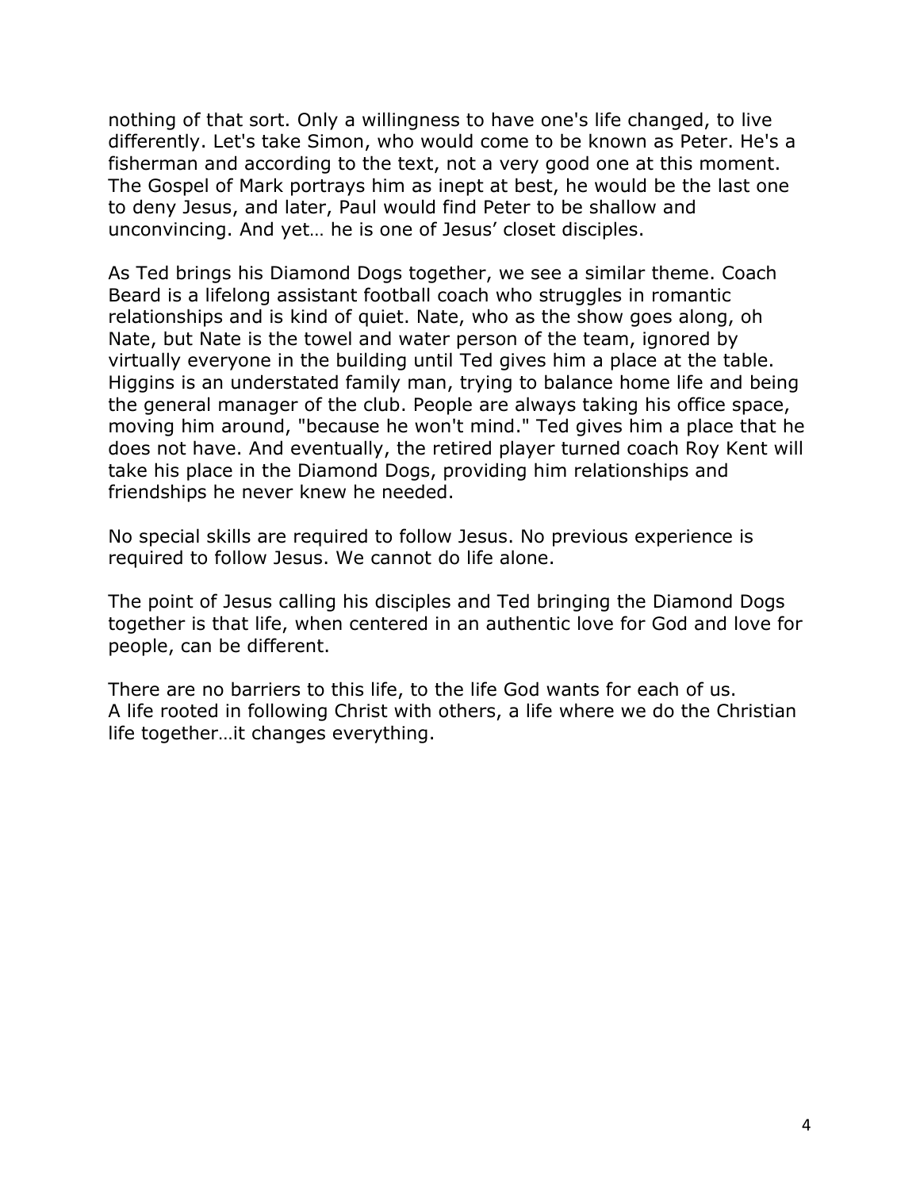nothing of that sort. Only a willingness to have one's life changed, to live differently. Let's take Simon, who would come to be known as Peter. He's a fisherman and according to the text, not a very good one at this moment. The Gospel of Mark portrays him as inept at best, he would be the last one to deny Jesus, and later, Paul would find Peter to be shallow and unconvincing. And yet… he is one of Jesus' closet disciples.

As Ted brings his Diamond Dogs together, we see a similar theme. Coach Beard is a lifelong assistant football coach who struggles in romantic relationships and is kind of quiet. Nate, who as the show goes along, oh Nate, but Nate is the towel and water person of the team, ignored by virtually everyone in the building until Ted gives him a place at the table. Higgins is an understated family man, trying to balance home life and being the general manager of the club. People are always taking his office space, moving him around, "because he won't mind." Ted gives him a place that he does not have. And eventually, the retired player turned coach Roy Kent will take his place in the Diamond Dogs, providing him relationships and friendships he never knew he needed.

No special skills are required to follow Jesus. No previous experience is required to follow Jesus. We cannot do life alone.

The point of Jesus calling his disciples and Ted bringing the Diamond Dogs together is that life, when centered in an authentic love for God and love for people, can be different.

There are no barriers to this life, to the life God wants for each of us.
A life rooted in following Christ with others, a life where we do the Christian life together…it changes everything.